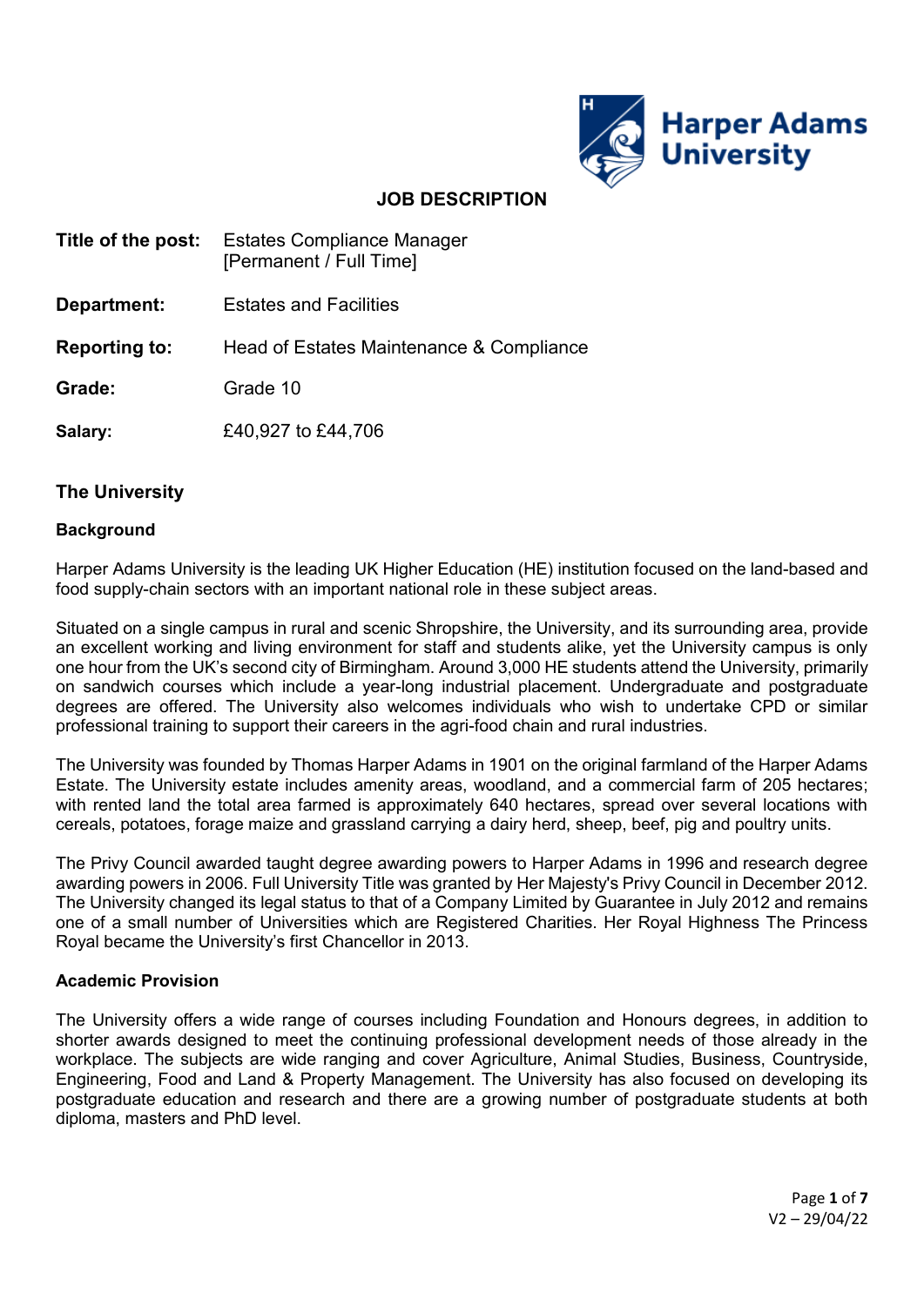# JOB DESCRIPTION

**Title of the post:** Estates Compliance Manager
[Permanent / Full Time]

**Department:** Estates and Facilities

**Reporting to:** Head of Estates Maintenance & Compliance

**Grade:** Grade 10

**Salary:** £40,927 to £44,706

## The University

### Background

Harper Adams University is the leading UK Higher Education (HE) institution focused on the land-based and food supply-chain sectors with an important national role in these subject areas.

Situated on a single campus in rural and scenic Shropshire, the University, and its surrounding area, provide an excellent working and living environment for staff and students alike, yet the University campus is only one hour from the UK's second city of Birmingham. Around 3,000 HE students attend the University, primarily on sandwich courses which include a year-long industrial placement. Undergraduate and postgraduate degrees are offered. The University also welcomes individuals who wish to undertake CPD or similar professional training to support their careers in the agri-food chain and rural industries.

The University was founded by Thomas Harper Adams in 1901 on the original farmland of the Harper Adams Estate. The University estate includes amenity areas, woodland, and a commercial farm of 205 hectares; with rented land the total area farmed is approximately 640 hectares, spread over several locations with cereals, potatoes, forage maize and grassland carrying a dairy herd, sheep, beef, pig and poultry units.

The Privy Council awarded taught degree awarding powers to Harper Adams in 1996 and research degree awarding powers in 2006. Full University Title was granted by Her Majesty's Privy Council in December 2012. The University changed its legal status to that of a Company Limited by Guarantee in July 2012 and remains one of a small number of Universities which are Registered Charities. Her Royal Highness The Princess Royal became the University's first Chancellor in 2013.

### Academic Provision

The University offers a wide range of courses including Foundation and Honours degrees, in addition to shorter awards designed to meet the continuing professional development needs of those already in the workplace. The subjects are wide ranging and cover Agriculture, Animal Studies, Business, Countryside, Engineering, Food and Land & Property Management. The University has also focused on developing its postgraduate education and research and there are a growing number of postgraduate students at both diploma, masters and PhD level.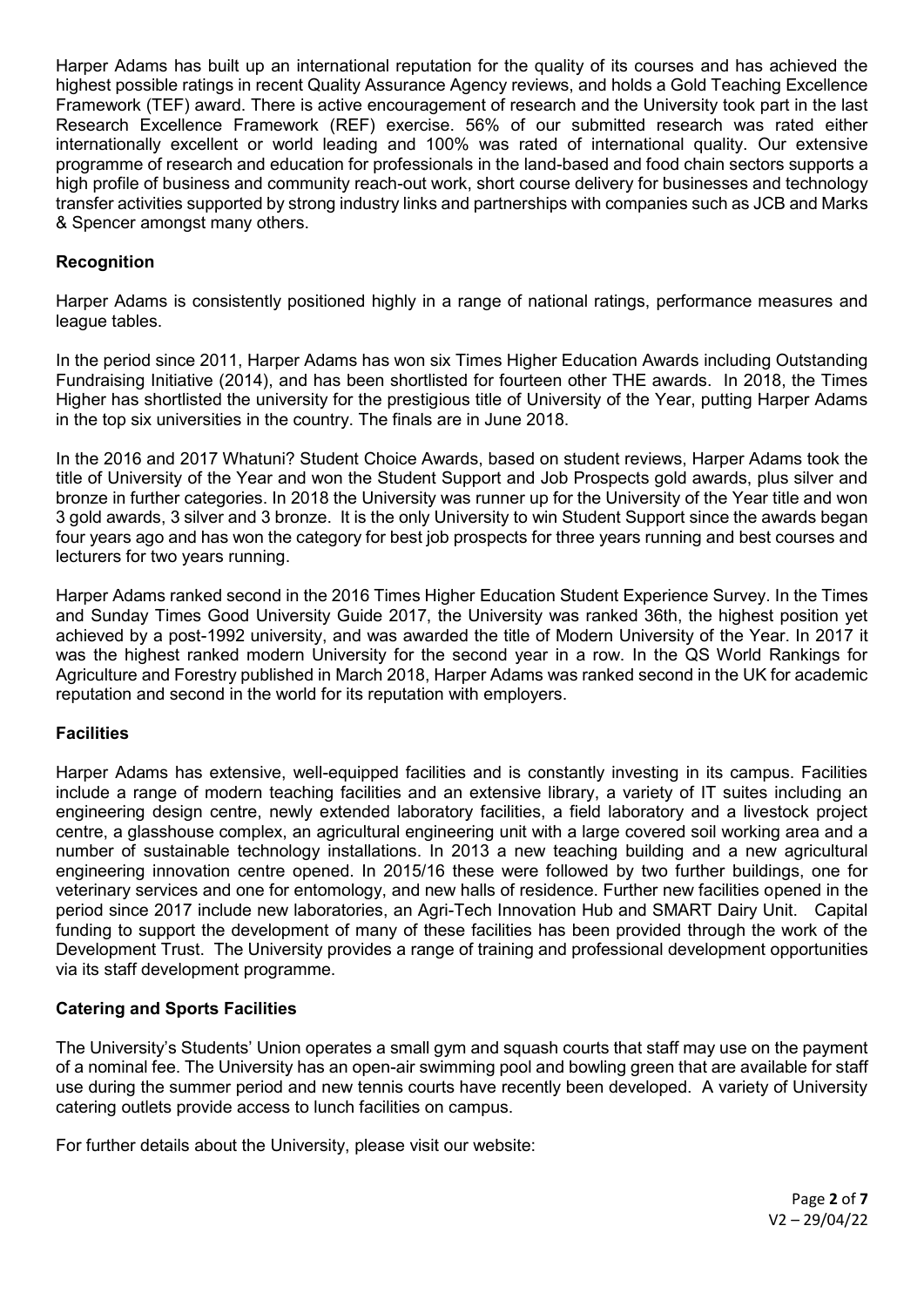Harper Adams has built up an international reputation for the quality of its courses and has achieved the highest possible ratings in recent Quality Assurance Agency reviews, and holds a Gold Teaching Excellence Framework (TEF) award. There is active encouragement of research and the University took part in the last Research Excellence Framework (REF) exercise. 56% of our submitted research was rated either internationally excellent or world leading and 100% was rated of international quality. Our extensive programme of research and education for professionals in the land-based and food chain sectors supports a high profile of business and community reach-out work, short course delivery for businesses and technology transfer activities supported by strong industry links and partnerships with companies such as JCB and Marks & Spencer amongst many others.

**Recognition**

Harper Adams is consistently positioned highly in a range of national ratings, performance measures and league tables.

In the period since 2011, Harper Adams has won six Times Higher Education Awards including Outstanding Fundraising Initiative (2014), and has been shortlisted for fourteen other THE awards. In 2018, the Times Higher has shortlisted the university for the prestigious title of University of the Year, putting Harper Adams in the top six universities in the country. The finals are in June 2018.

In the 2016 and 2017 Whatuni? Student Choice Awards, based on student reviews, Harper Adams took the title of University of the Year and won the Student Support and Job Prospects gold awards, plus silver and bronze in further categories. In 2018 the University was runner up for the University of the Year title and won 3 gold awards, 3 silver and 3 bronze. It is the only University to win Student Support since the awards began four years ago and has won the category for best job prospects for three years running and best courses and lecturers for two years running.

Harper Adams ranked second in the 2016 Times Higher Education Student Experience Survey. In the Times and Sunday Times Good University Guide 2017, the University was ranked 36th, the highest position yet achieved by a post-1992 university, and was awarded the title of Modern University of the Year. In 2017 it was the highest ranked modern University for the second year in a row. In the QS World Rankings for Agriculture and Forestry published in March 2018, Harper Adams was ranked second in the UK for academic reputation and second in the world for its reputation with employers.

**Facilities**

Harper Adams has extensive, well-equipped facilities and is constantly investing in its campus. Facilities include a range of modern teaching facilities and an extensive library, a variety of IT suites including an engineering design centre, newly extended laboratory facilities, a field laboratory and a livestock project centre, a glasshouse complex, an agricultural engineering unit with a large covered soil working area and a number of sustainable technology installations. In 2013 a new teaching building and a new agricultural engineering innovation centre opened. In 2015/16 these were followed by two further buildings, one for veterinary services and one for entomology, and new halls of residence. Further new facilities opened in the period since 2017 include new laboratories, an Agri-Tech Innovation Hub and SMART Dairy Unit. Capital funding to support the development of many of these facilities has been provided through the work of the Development Trust. The University provides a range of training and professional development opportunities via its staff development programme.

**Catering and Sports Facilities**

The University's Students' Union operates a small gym and squash courts that staff may use on the payment of a nominal fee. The University has an open-air swimming pool and bowling green that are available for staff use during the summer period and new tennis courts have recently been developed. A variety of University catering outlets provide access to lunch facilities on campus.

For further details about the University, please visit our website: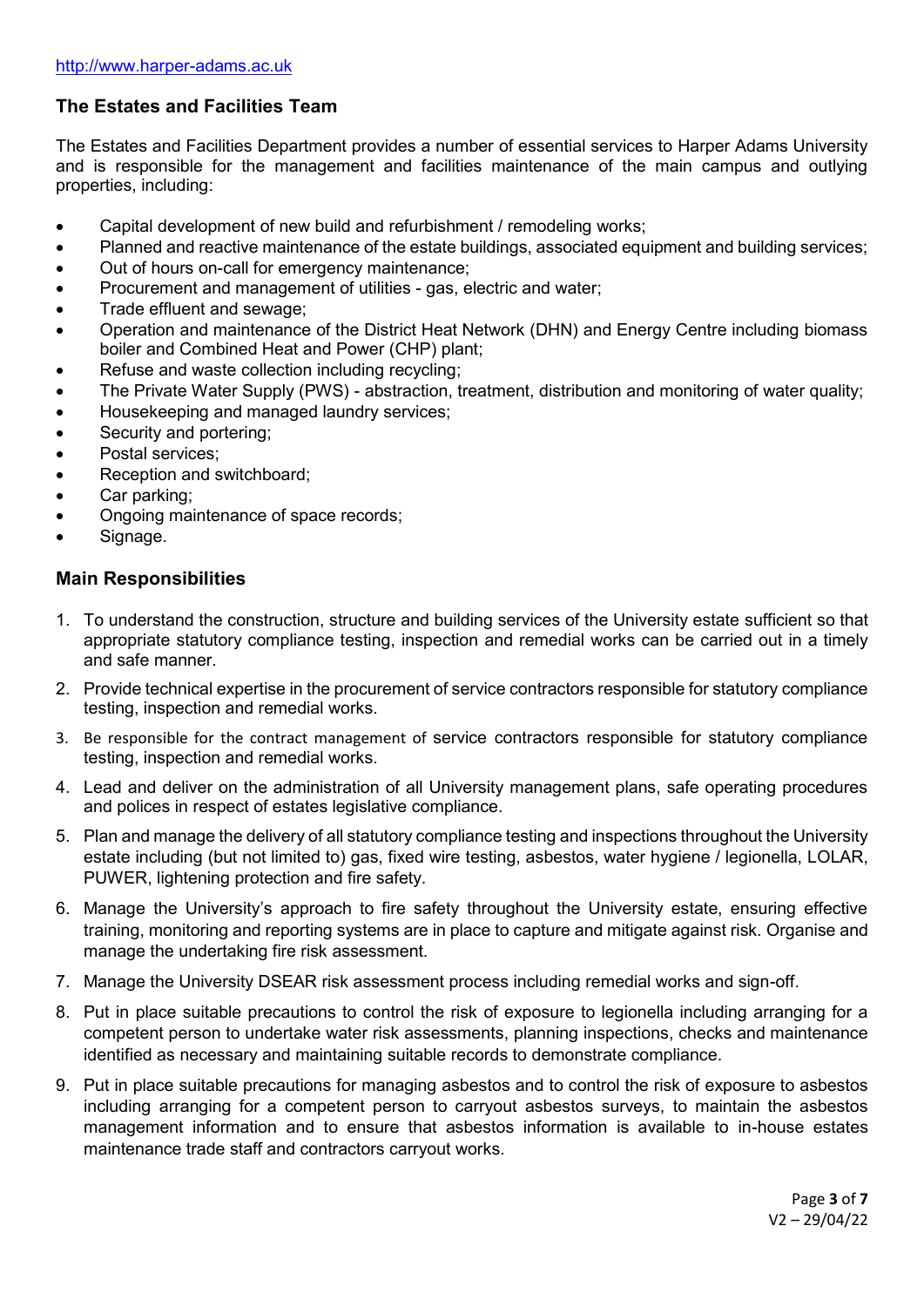http://www.harper-adams.ac.uk

## The Estates and Facilities Team

The Estates and Facilities Department provides a number of essential services to Harper Adams University and is responsible for the management and facilities maintenance of the main campus and outlying properties, including:

- Capital development of new build and refurbishment / remodeling works;
- Planned and reactive maintenance of the estate buildings, associated equipment and building services;
- Out of hours on-call for emergency maintenance;
- Procurement and management of utilities - gas, electric and water;
- Trade effluent and sewage;
- Operation and maintenance of the District Heat Network (DHN) and Energy Centre including biomass boiler and Combined Heat and Power (CHP) plant;
- Refuse and waste collection including recycling;
- The Private Water Supply (PWS) - abstraction, treatment, distribution and monitoring of water quality;
- Housekeeping and managed laundry services;
- Security and portering;
- Postal services;
- Reception and switchboard;
- Car parking;
- Ongoing maintenance of space records;
- Signage.

## Main Responsibilities

1. To understand the construction, structure and building services of the University estate sufficient so that appropriate statutory compliance testing, inspection and remedial works can be carried out in a timely and safe manner.
2. Provide technical expertise in the procurement of service contractors responsible for statutory compliance testing, inspection and remedial works.
3. Be responsible for the contract management of service contractors responsible for statutory compliance testing, inspection and remedial works.
4. Lead and deliver on the administration of all University management plans, safe operating procedures and polices in respect of estates legislative compliance.
5. Plan and manage the delivery of all statutory compliance testing and inspections throughout the University estate including (but not limited to) gas, fixed wire testing, asbestos, water hygiene / legionella, LOLAR, PUWER, lightening protection and fire safety.
6. Manage the University's approach to fire safety throughout the University estate, ensuring effective training, monitoring and reporting systems are in place to capture and mitigate against risk. Organise and manage the undertaking fire risk assessment.
7. Manage the University DSEAR risk assessment process including remedial works and sign-off.
8. Put in place suitable precautions to control the risk of exposure to legionella including arranging for a competent person to undertake water risk assessments, planning inspections, checks and maintenance identified as necessary and maintaining suitable records to demonstrate compliance.
9. Put in place suitable precautions for managing asbestos and to control the risk of exposure to asbestos including arranging for a competent person to carryout asbestos surveys, to maintain the asbestos management information and to ensure that asbestos information is available to in-house estates maintenance trade staff and contractors carryout works.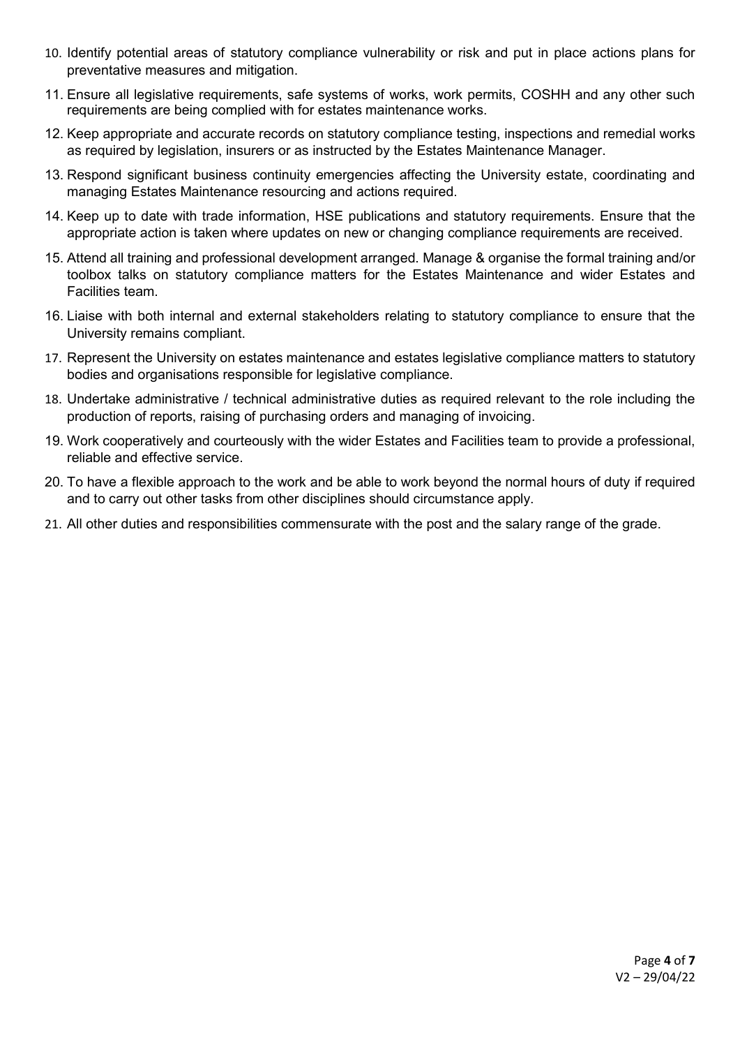10. Identify potential areas of statutory compliance vulnerability or risk and put in place actions plans for preventative measures and mitigation.
11. Ensure all legislative requirements, safe systems of works, work permits, COSHH and any other such requirements are being complied with for estates maintenance works.
12. Keep appropriate and accurate records on statutory compliance testing, inspections and remedial works as required by legislation, insurers or as instructed by the Estates Maintenance Manager.
13. Respond significant business continuity emergencies affecting the University estate, coordinating and managing Estates Maintenance resourcing and actions required.
14. Keep up to date with trade information, HSE publications and statutory requirements. Ensure that the appropriate action is taken where updates on new or changing compliance requirements are received.
15. Attend all training and professional development arranged. Manage & organise the formal training and/or toolbox talks on statutory compliance matters for the Estates Maintenance and wider Estates and Facilities team.
16. Liaise with both internal and external stakeholders relating to statutory compliance to ensure that the University remains compliant.
17. Represent the University on estates maintenance and estates legislative compliance matters to statutory bodies and organisations responsible for legislative compliance.
18. Undertake administrative / technical administrative duties as required relevant to the role including the production of reports, raising of purchasing orders and managing of invoicing.
19. Work cooperatively and courteously with the wider Estates and Facilities team to provide a professional, reliable and effective service.
20. To have a flexible approach to the work and be able to work beyond the normal hours of duty if required and to carry out other tasks from other disciplines should circumstance apply.
21. All other duties and responsibilities commensurate with the post and the salary range of the grade.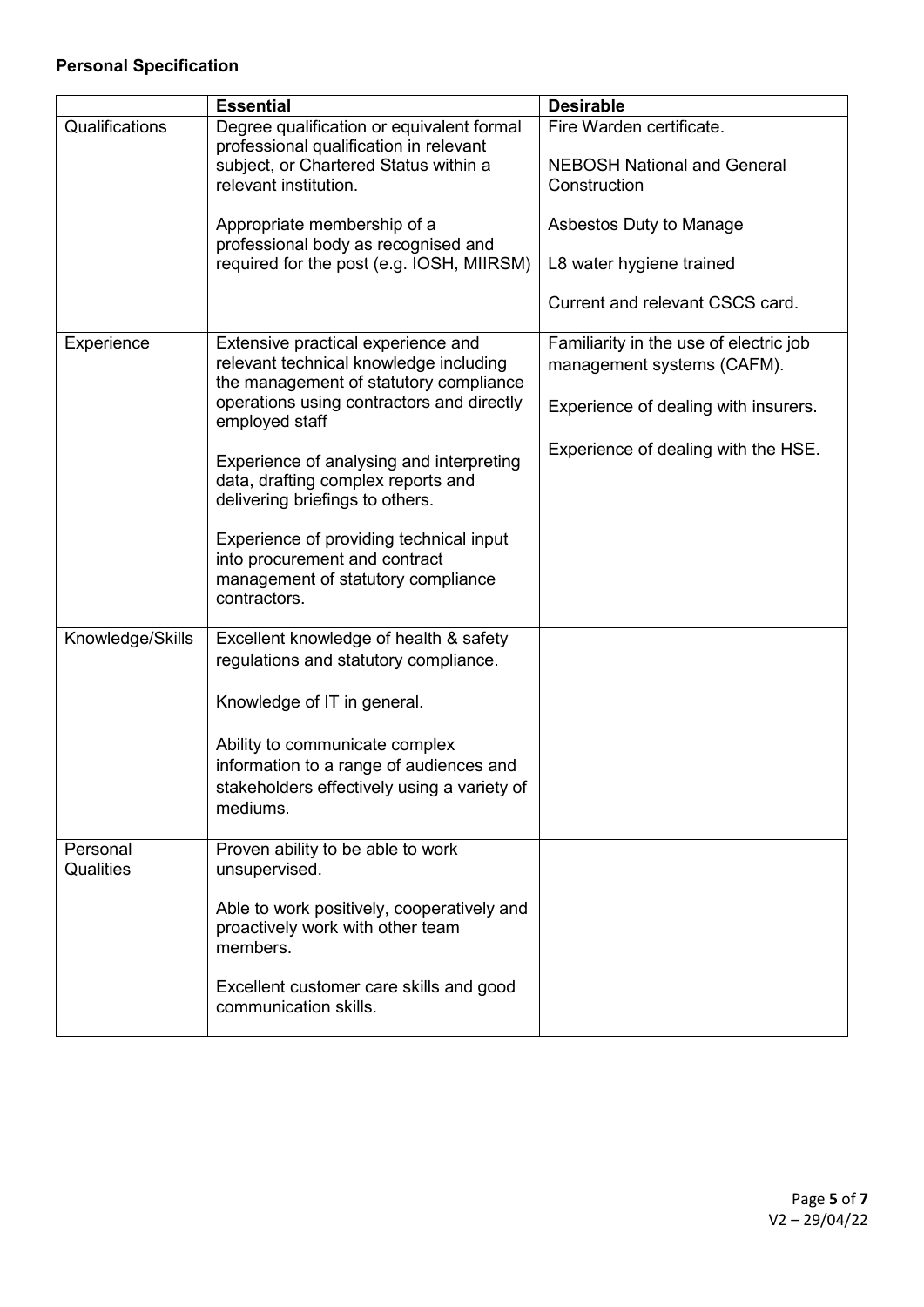**Personal Specification**

| | **Essential** | **Desirable** |
|---|---|---|
| Qualifications | Degree qualification or equivalent formal professional qualification in relevant subject, or Chartered Status within a relevant institution.<br><br>Appropriate membership of a professional body as recognised and required for the post (e.g. IOSH, MIIRSM) | Fire Warden certificate.<br><br>NEBOSH National and General Construction<br><br>Asbestos Duty to Manage<br><br>L8 water hygiene trained<br><br>Current and relevant CSCS card. |
| Experience | Extensive practical experience and relevant technical knowledge including the management of statutory compliance operations using contractors and directly employed staff<br><br>Experience of analysing and interpreting data, drafting complex reports and delivering briefings to others.<br><br>Experience of providing technical input into procurement and contract management of statutory compliance contractors. | Familiarity in the use of electric job management systems (CAFM).<br><br>Experience of dealing with insurers.<br><br>Experience of dealing with the HSE. |
| Knowledge/Skills | Excellent knowledge of health & safety regulations and statutory compliance.<br><br>Knowledge of IT in general.<br><br>Ability to communicate complex information to a range of audiences and stakeholders effectively using a variety of mediums. | |
| Personal Qualities | Proven ability to be able to work unsupervised.<br><br>Able to work positively, cooperatively and proactively work with other team members.<br><br>Excellent customer care skills and good communication skills. | |

V2 – 29/04/22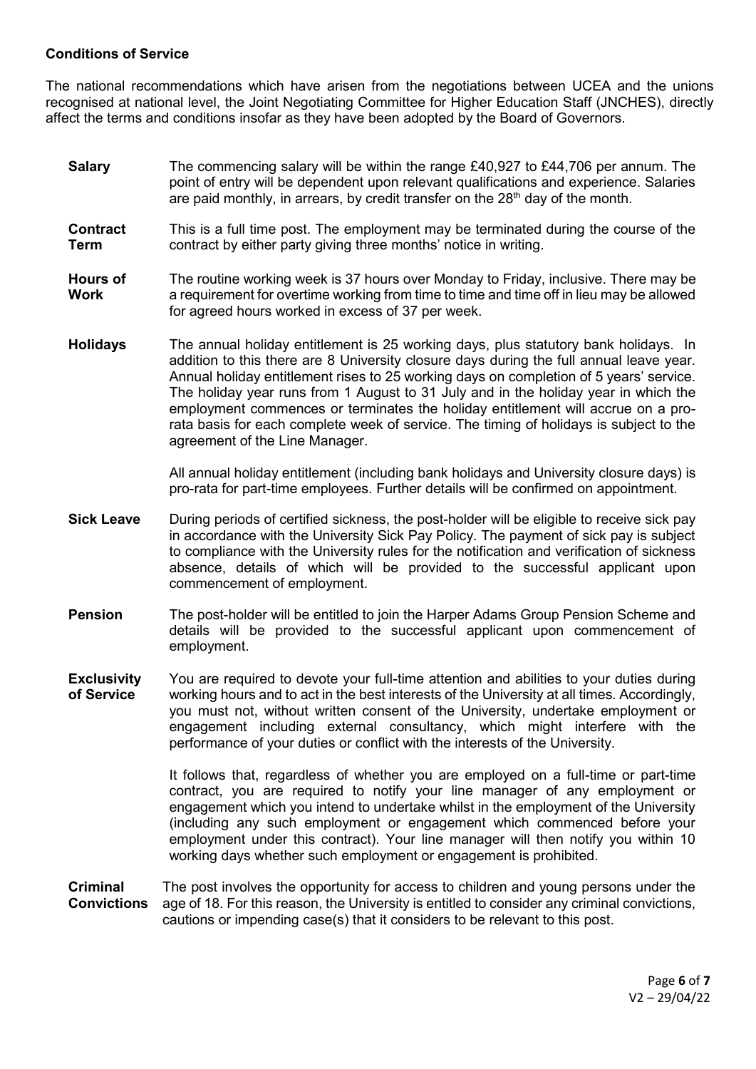**Conditions of Service**

The national recommendations which have arisen from the negotiations between UCEA and the unions recognised at national level, the Joint Negotiating Committee for Higher Education Staff (JNCHES), directly affect the terms and conditions insofar as they have been adopted by the Board of Governors.

**Salary**

The commencing salary will be within the range £40,927 to £44,706 per annum. The point of entry will be dependent upon relevant qualifications and experience. Salaries are paid monthly, in arrears, by credit transfer on the 28th day of the month.

**Contract Term**

This is a full time post. The employment may be terminated during the course of the contract by either party giving three months' notice in writing.

**Hours of Work**

The routine working week is 37 hours over Monday to Friday, inclusive. There may be a requirement for overtime working from time to time and time off in lieu may be allowed for agreed hours worked in excess of 37 per week.

**Holidays**

The annual holiday entitlement is 25 working days, plus statutory bank holidays. In addition to this there are 8 University closure days during the full annual leave year. Annual holiday entitlement rises to 25 working days on completion of 5 years' service. The holiday year runs from 1 August to 31 July and in the holiday year in which the employment commences or terminates the holiday entitlement will accrue on a pro-rata basis for each complete week of service. The timing of holidays is subject to the agreement of the Line Manager.

All annual holiday entitlement (including bank holidays and University closure days) is pro-rata for part-time employees. Further details will be confirmed on appointment.

**Sick Leave**

During periods of certified sickness, the post-holder will be eligible to receive sick pay in accordance with the University Sick Pay Policy. The payment of sick pay is subject to compliance with the University rules for the notification and verification of sickness absence, details of which will be provided to the successful applicant upon commencement of employment.

**Pension**

The post-holder will be entitled to join the Harper Adams Group Pension Scheme and details will be provided to the successful applicant upon commencement of employment.

**Exclusivity of Service**

You are required to devote your full-time attention and abilities to your duties during working hours and to act in the best interests of the University at all times. Accordingly, you must not, without written consent of the University, undertake employment or engagement including external consultancy, which might interfere with the performance of your duties or conflict with the interests of the University.

It follows that, regardless of whether you are employed on a full-time or part-time contract, you are required to notify your line manager of any employment or engagement which you intend to undertake whilst in the employment of the University (including any such employment or engagement which commenced before your employment under this contract). Your line manager will then notify you within 10 working days whether such employment or engagement is prohibited.

**Criminal Convictions**

The post involves the opportunity for access to children and young persons under the age of 18. For this reason, the University is entitled to consider any criminal convictions, cautions or impending case(s) that it considers to be relevant to this post.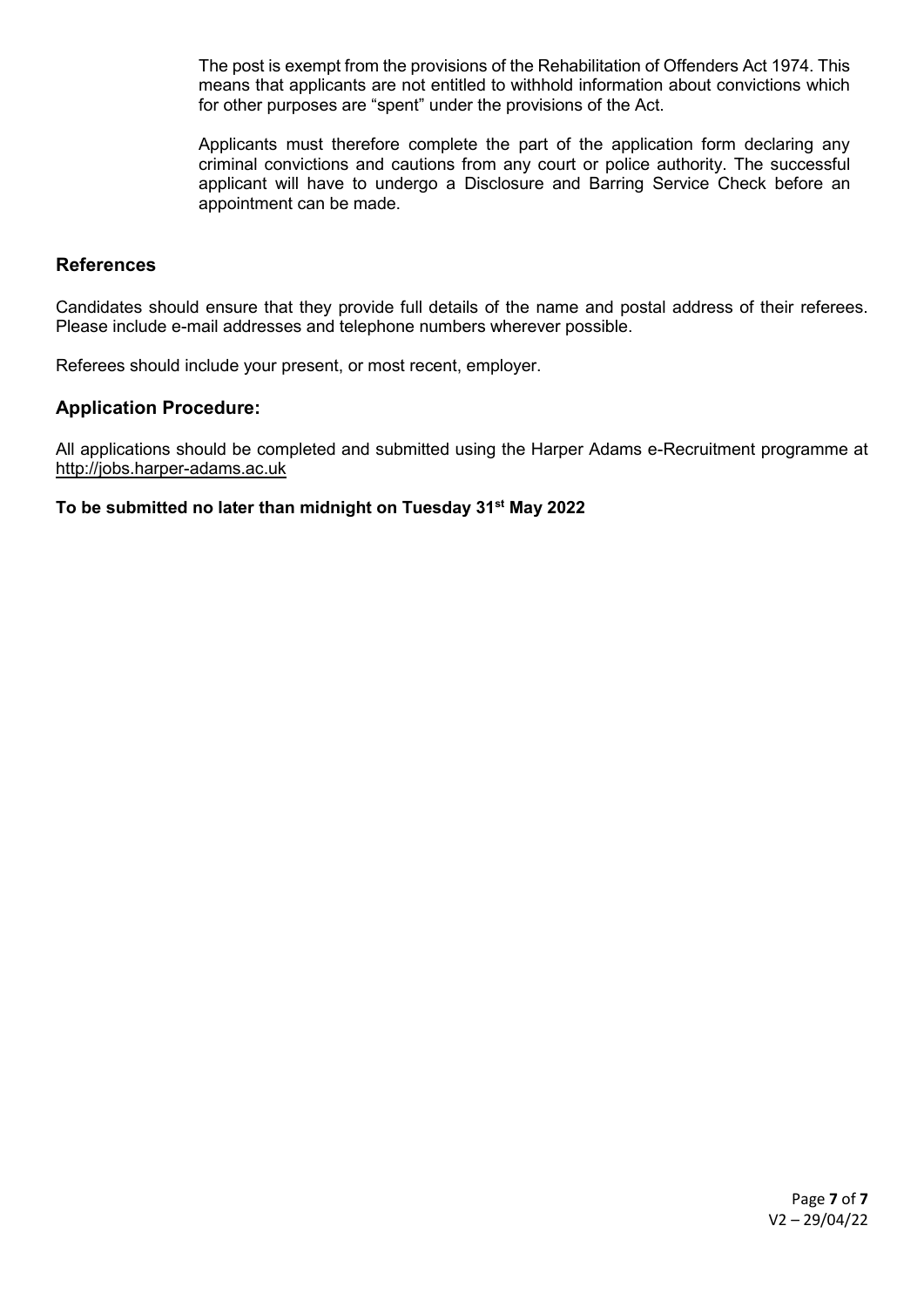The post is exempt from the provisions of the Rehabilitation of Offenders Act 1974. This means that applicants are not entitled to withhold information about convictions which for other purposes are "spent" under the provisions of the Act.

Applicants must therefore complete the part of the application form declaring any criminal convictions and cautions from any court or police authority. The successful applicant will have to undergo a Disclosure and Barring Service Check before an appointment can be made.

## References

Candidates should ensure that they provide full details of the name and postal address of their referees. Please include e-mail addresses and telephone numbers wherever possible.

Referees should include your present, or most recent, employer.

## Application Procedure:

All applications should be completed and submitted using the Harper Adams e-Recruitment programme at http://jobs.harper-adams.ac.uk

**To be submitted no later than midnight on Tuesday 31st May 2022**